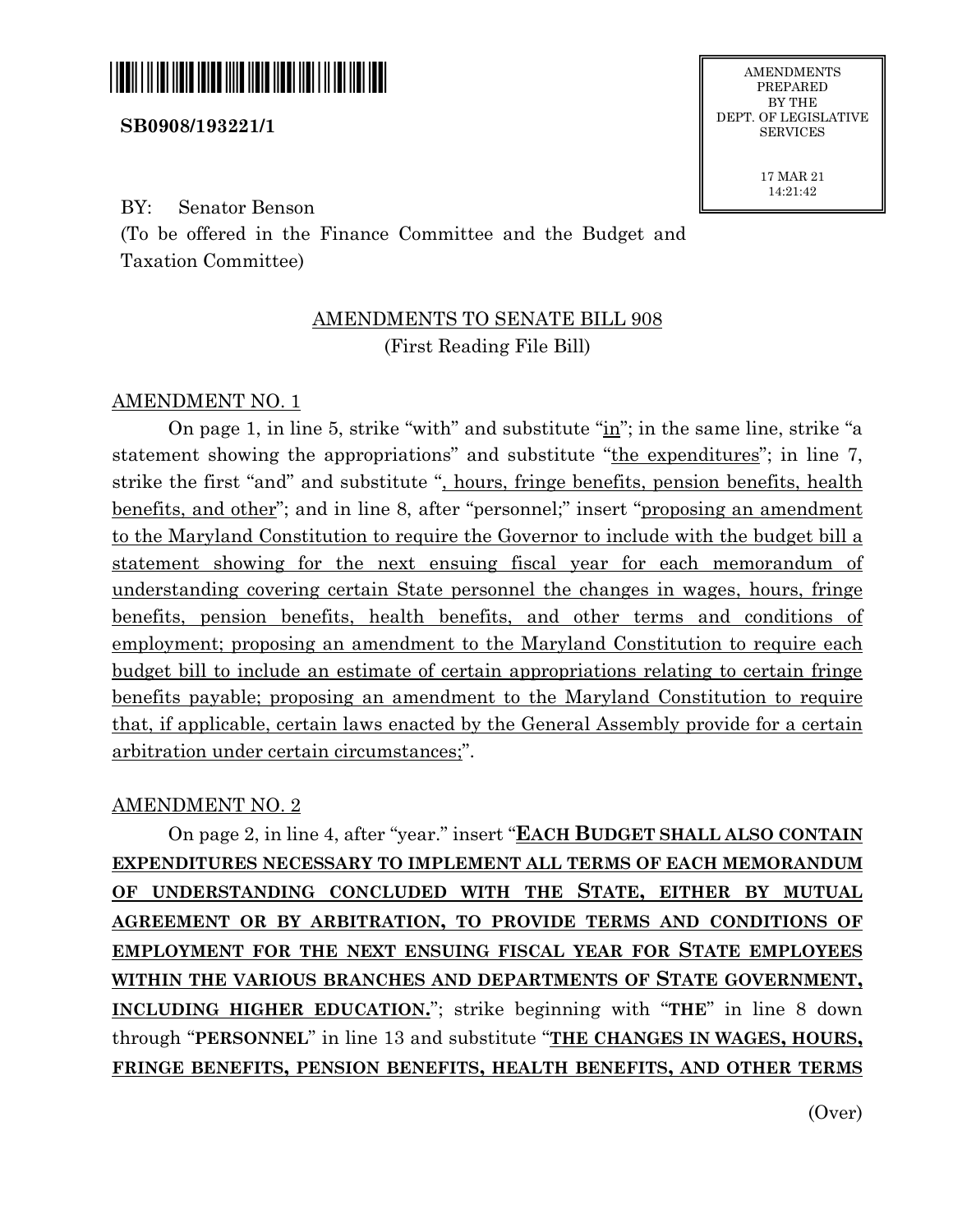**SB0908/193221/1**

AMENDMENTS PREPARED BY THE DEPT. OF LEGISLATIVE SERVICES

17 MAR 21
14:21:42

BY: Senator Benson

(To be offered in the Finance Committee and the Budget and Taxation Committee)

AMENDMENTS TO SENATE BILL 908
(First Reading File Bill)

AMENDMENT NO. 1

On page 1, in line 5, strike "with" and substitute "in"; in the same line, strike "a statement showing the appropriations" and substitute "the expenditures"; in line 7, strike the first "and" and substitute ", hours, fringe benefits, pension benefits, health benefits, and other"; and in line 8, after "personnel;" insert "proposing an amendment to the Maryland Constitution to require the Governor to include with the budget bill a statement showing for the next ensuing fiscal year for each memorandum of understanding covering certain State personnel the changes in wages, hours, fringe benefits, pension benefits, health benefits, and other terms and conditions of employment; proposing an amendment to the Maryland Constitution to require each budget bill to include an estimate of certain appropriations relating to certain fringe benefits payable; proposing an amendment to the Maryland Constitution to require that, if applicable, certain laws enacted by the General Assembly provide for a certain arbitration under certain circumstances;".

AMENDMENT NO. 2

On page 2, in line 4, after "year." insert "**EACH BUDGET SHALL ALSO CONTAIN EXPENDITURES NECESSARY TO IMPLEMENT ALL TERMS OF EACH MEMORANDUM OF UNDERSTANDING CONCLUDED WITH THE STATE, EITHER BY MUTUAL AGREEMENT OR BY ARBITRATION, TO PROVIDE TERMS AND CONDITIONS OF EMPLOYMENT FOR THE NEXT ENSUING FISCAL YEAR FOR STATE EMPLOYEES WITHIN THE VARIOUS BRANCHES AND DEPARTMENTS OF STATE GOVERNMENT, INCLUDING HIGHER EDUCATION.**"; strike beginning with "**THE**" in line 8 down through "**PERSONNEL**" in line 13 and substitute "**THE CHANGES IN WAGES, HOURS, FRINGE BENEFITS, PENSION BENEFITS, HEALTH BENEFITS, AND OTHER TERMS**

(Over)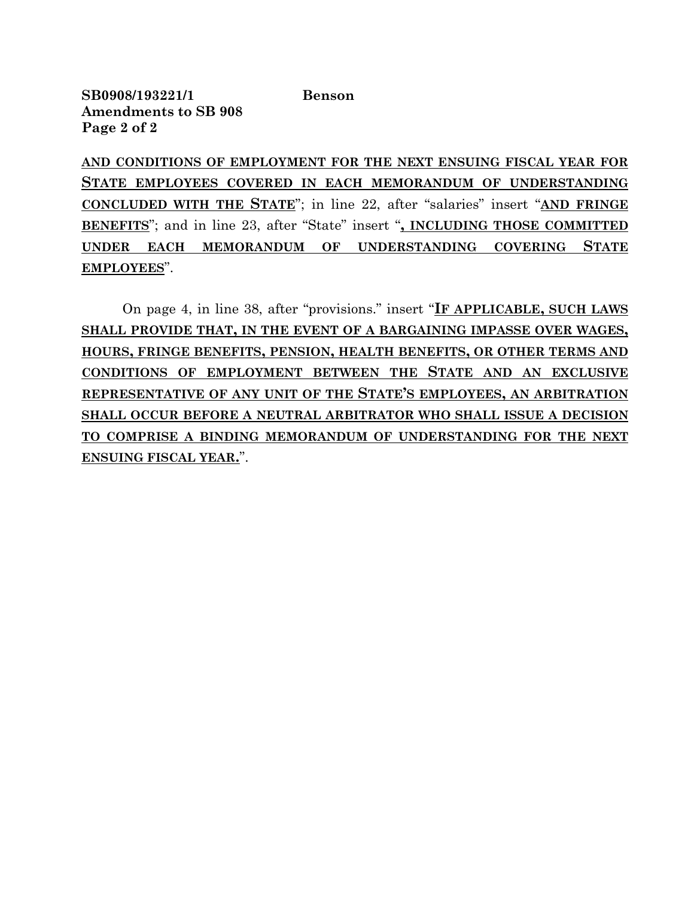**SB0908/193221/1 Benson**
**Amendments to SB 908**

**AND CONDITIONS OF EMPLOYMENT FOR THE NEXT ENSUING FISCAL YEAR FOR STATE EMPLOYEES COVERED IN EACH MEMORANDUM OF UNDERSTANDING CONCLUDED WITH THE STATE**"; in line 22, after "salaries" insert "**AND FRINGE BENEFITS**"; and in line 23, after "State" insert "**, INCLUDING THOSE COMMITTED UNDER EACH MEMORANDUM OF UNDERSTANDING COVERING STATE EMPLOYEES**".

On page 4, in line 38, after "provisions." insert "**IF APPLICABLE, SUCH LAWS SHALL PROVIDE THAT, IN THE EVENT OF A BARGAINING IMPASSE OVER WAGES, HOURS, FRINGE BENEFITS, PENSION, HEALTH BENEFITS, OR OTHER TERMS AND CONDITIONS OF EMPLOYMENT BETWEEN THE STATE AND AN EXCLUSIVE REPRESENTATIVE OF ANY UNIT OF THE STATE'S EMPLOYEES, AN ARBITRATION SHALL OCCUR BEFORE A NEUTRAL ARBITRATOR WHO SHALL ISSUE A DECISION TO COMPRISE A BINDING MEMORANDUM OF UNDERSTANDING FOR THE NEXT ENSUING FISCAL YEAR.**".